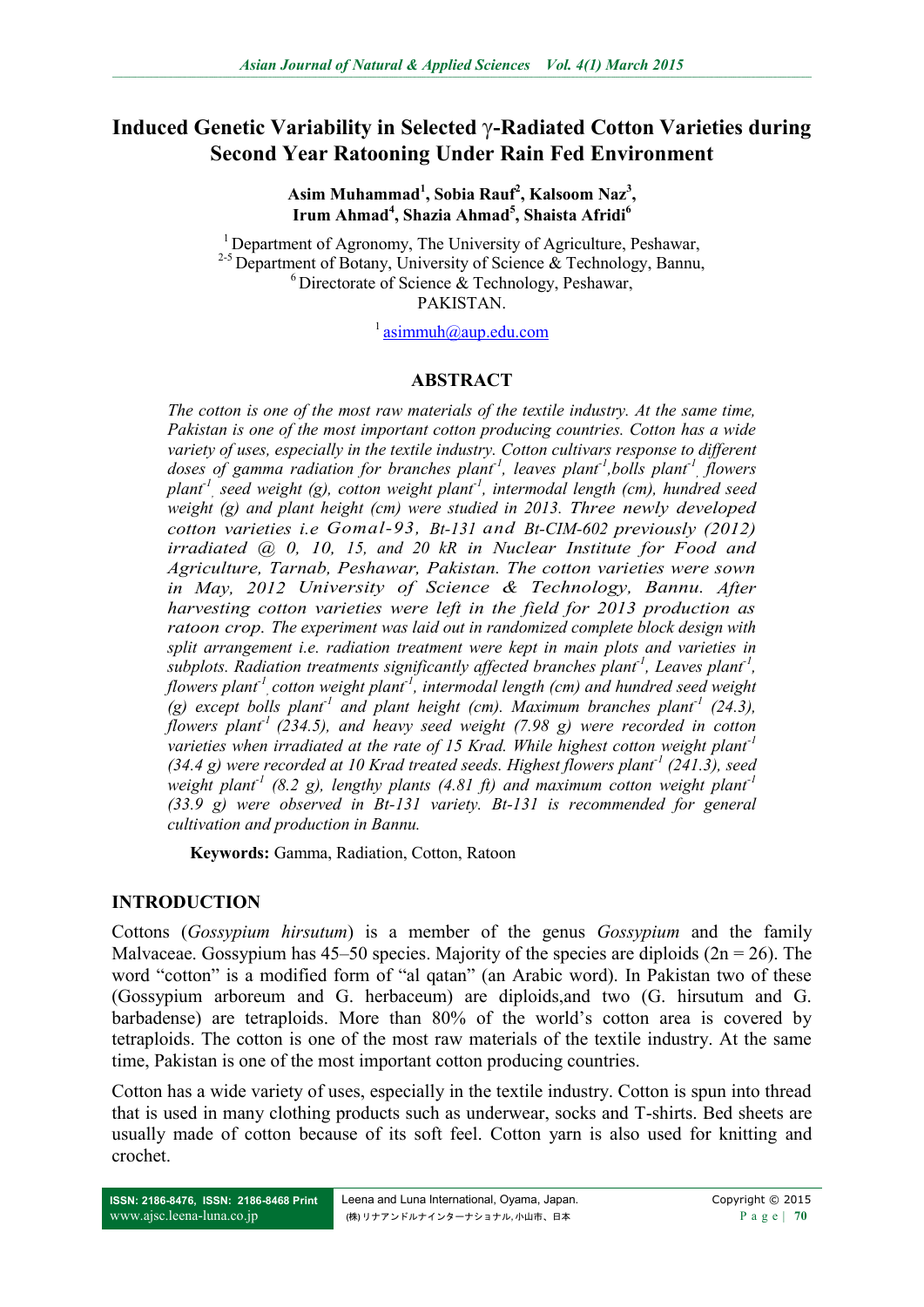# Induced Genetic Variability in Selected γ-Radiated Cotton Varieties during Second Year Ratooning Under Rain Fed Environment

**Asim Muhammad[1], Sobia Rauf[2], Kalsoom Naz[3], Irum Ahmad[4], Shazia Ahmad[5], Shaista Afridi[6]**

[1] Department of Agronomy, The University of Agriculture, Peshawar,
[2-5] Department of Botany, University of Science & Technology, Bannu,
[6] Directorate of Science & Technology, Peshawar,
PAKISTAN.

[1] asimmuh@aup.edu.com

## ABSTRACT

*The cotton is one of the most raw materials of the textile industry. At the same time, Pakistan is one of the most important cotton producing countries. Cotton has a wide variety of uses, especially in the textile industry. Cotton cultivars response to different doses of gamma radiation for branches plant$^{-1}$, leaves plant$^{-1}$, bolls plant$^{-1}$, flowers plant$^{-1}$, seed weight (g), cotton weight plant$^{-1}$, intermodal length (cm), hundred seed weight (g) and plant height (cm) were studied in 2013. Three newly developed cotton varieties i.e Gomal-93, Bt-131 and Bt-CIM-602 previously (2012) irradiated @ 0, 10, 15, and 20 kR in Nuclear Institute for Food and Agriculture, Tarnab, Peshawar, Pakistan. The cotton varieties were sown in May, 2012 University of Science & Technology, Bannu. After harvesting cotton varieties were left in the field for 2013 production as ratoon crop. The experiment was laid out in randomized complete block design with split arrangement i.e. radiation treatment were kept in main plots and varieties in subplots. Radiation treatments significantly affected branches plant$^{-1}$, Leaves plant$^{-1}$, flowers plant$^{-1}$, cotton weight plant$^{-1}$, intermodal length (cm) and hundred seed weight (g) except bolls plant$^{-1}$ and plant height (cm). Maximum branches plant$^{-1}$ (24.3), flowers plant$^{-1}$ (234.5), and heavy seed weight (7.98 g) were recorded in cotton varieties when irradiated at the rate of 15 Krad. While highest cotton weight plant$^{-1}$ (34.4 g) were recorded at 10 Krad treated seeds. Highest flowers plant$^{-1}$ (241.3), seed weight plant$^{-1}$ (8.2 g), lengthy plants (4.81 ft) and maximum cotton weight plant$^{-1}$ (33.9 g) were observed in Bt-131 variety. Bt-131 is recommended for general cultivation and production in Bannu.*

**Keywords:** Gamma, Radiation, Cotton, Ratoon

## INTRODUCTION

Cottons (*Gossypium hirsutum*) is a member of the genus *Gossypium* and the family Malvaceae. Gossypium has 45–50 species. Majority of the species are diploids (2n = 26). The word "cotton" is a modified form of "al qatan" (an Arabic word). In Pakistan two of these (Gossypium arboreum and G. herbaceum) are diploids,and two (G. hirsutum and G. barbadense) are tetraploids. More than 80% of the world's cotton area is covered by tetraploids. The cotton is one of the most raw materials of the textile industry. At the same time, Pakistan is one of the most important cotton producing countries.

Cotton has a wide variety of uses, especially in the textile industry. Cotton is spun into thread that is used in many clothing products such as underwear, socks and T-shirts. Bed sheets are usually made of cotton because of its soft feel. Cotton yarn is also used for knitting and crochet.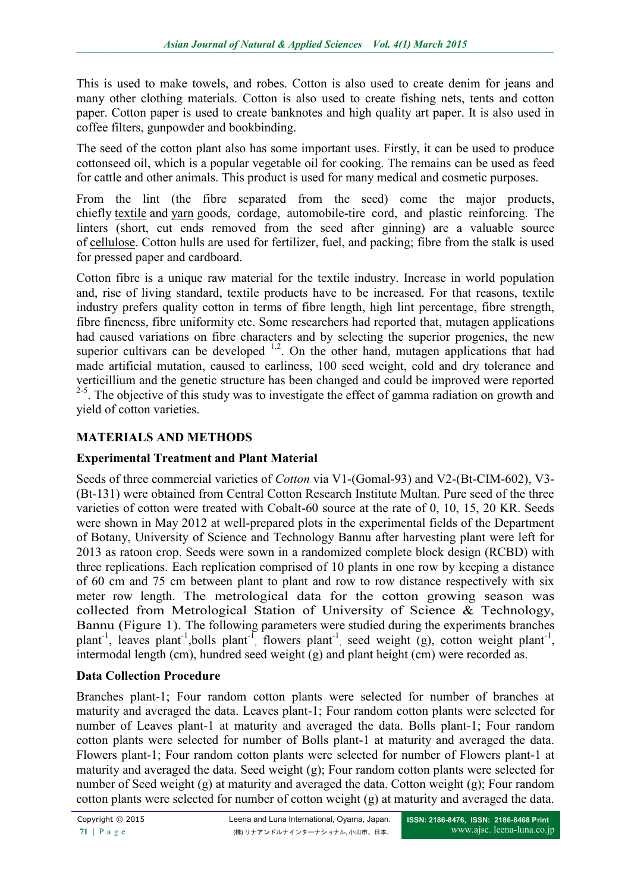This is used to make towels, and robes. Cotton is also used to create denim for jeans and many other clothing materials. Cotton is also used to create fishing nets, tents and cotton paper. Cotton paper is used to create banknotes and high quality art paper. It is also used in coffee filters, gunpowder and bookbinding.

The seed of the cotton plant also has some important uses. Firstly, it can be used to produce cottonseed oil, which is a popular vegetable oil for cooking. The remains can be used as feed for cattle and other animals. This product is used for many medical and cosmetic purposes.

From the lint (the fibre separated from the seed) come the major products, chiefly textile and yarn goods, cordage, automobile-tire cord, and plastic reinforcing. The linters (short, cut ends removed from the seed after ginning) are a valuable source of cellulose. Cotton hulls are used for fertilizer, fuel, and packing; fibre from the stalk is used for pressed paper and cardboard.

Cotton fibre is a unique raw material for the textile industry. Increase in world population and, rise of living standard, textile products have to be increased. For that reasons, textile industry prefers quality cotton in terms of fibre length, high lint percentage, fibre strength, fibre fineness, fibre uniformity etc. Some researchers had reported that, mutagen applications had caused variations on fibre characters and by selecting the superior progenies, the new superior cultivars can be developed [1,2]. On the other hand, mutagen applications that had made artificial mutation, caused to earliness, 100 seed weight, cold and dry tolerance and verticillium and the genetic structure has been changed and could be improved were reported [2-5]. The objective of this study was to investigate the effect of gamma radiation on growth and yield of cotton varieties.

## MATERIALS AND METHODS

### Experimental Treatment and Plant Material

Seeds of three commercial varieties of *Cotton* via V1-(Gomal-93) and V2-(Bt-CIM-602), V3-(Bt-131) were obtained from Central Cotton Research Institute Multan. Pure seed of the three varieties of cotton were treated with Cobalt-60 source at the rate of 0, 10, 15, 20 KR. Seeds were shown in May 2012 at well-prepared plots in the experimental fields of the Department of Botany, University of Science and Technology Bannu after harvesting plant were left for 2013 as ratoon crop. Seeds were sown in a randomized complete block design (RCBD) with three replications. Each replication comprised of 10 plants in one row by keeping a distance of 60 cm and 75 cm between plant to plant and row to row distance respectively with six meter row length. The metrological data for the cotton growing season was collected from Metrological Station of University of Science & Technology, Bannu (Figure 1). The following parameters were studied during the experiments branches plant$^{-1}$, leaves plant$^{-1}$,bolls plant$^{-1}$, flowers plant$^{-1}$, seed weight (g), cotton weight plant$^{-1}$, intermodal length (cm), hundred seed weight (g) and plant height (cm) were recorded as.

### Data Collection Procedure

Branches plant-1; Four random cotton plants were selected for number of branches at maturity and averaged the data. Leaves plant-1; Four random cotton plants were selected for number of Leaves plant-1 at maturity and averaged the data. Bolls plant-1; Four random cotton plants were selected for number of Bolls plant-1 at maturity and averaged the data. Flowers plant-1; Four random cotton plants were selected for number of Flowers plant-1 at maturity and averaged the data. Seed weight (g); Four random cotton plants were selected for number of Seed weight (g) at maturity and averaged the data. Cotton weight (g); Four random cotton plants were selected for number of cotton weight (g) at maturity and averaged the data.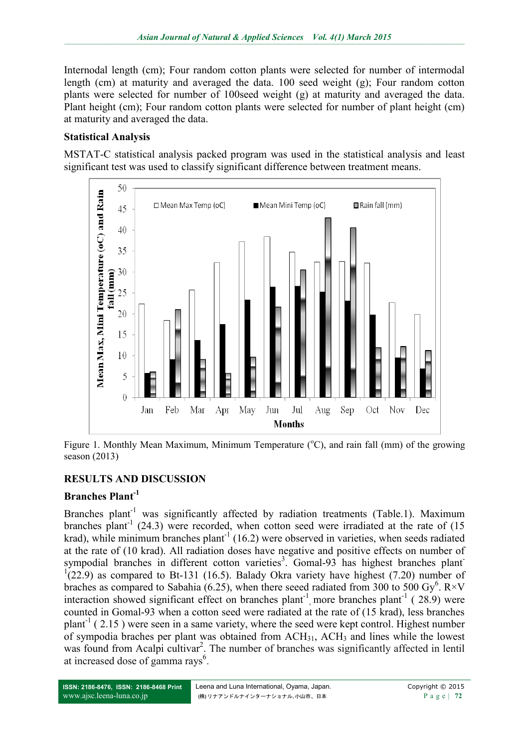Internodal length (cm); Four random cotton plants were selected for number of intermodal length (cm) at maturity and averaged the data. 100 seed weight (g); Four random cotton plants were selected for number of 100seed weight (g) at maturity and averaged the data. Plant height (cm); Four random cotton plants were selected for number of plant height (cm) at maturity and averaged the data.

### Statistical Analysis

MSTAT-C statistical analysis packed program was used in the statistical analysis and least significant test was used to classify significant difference between treatment means.

Figure 1. Monthly Mean Maximum, Minimum Temperature (°C), and rain fall (mm) of the growing season (2013)

## RESULTS AND DISCUSSION

### Branches Plant$^{-1}$

Branches plant$^{-1}$ was significantly affected by radiation treatments (Table.1). Maximum branches plant$^{-1}$ (24.3) were recorded, when cotton seed were irradiated at the rate of (15 krad), while minimum branches plant$^{-1}$ (16.2) were observed in varieties, when seeds radiated at the rate of (10 krad). All radiation doses have negative and positive effects on number of sympodial branches in different cotton varieties[3]. Gomal-93 has highest branches plant$^{-1}$(22.9) as compared to Bt-131 (16.5). Balady Okra variety have highest (7.20) number of braches as compared to Sabahia (6.25), when there seeed radiated from 300 to 500 Gy[6]. R×V interaction showed significant effect on branches plant$^{-1}$, more branches plant$^{-1}$ ( 28.9) were counted in Gomal-93 when a cotton seed were radiated at the rate of (15 krad), less branches plant$^{-1}$ ( 2.15 ) were seen in a same variety, where the seed were kept control. Highest number of sympodia braches per plant was obtained from $ACH_{31}$, $ACH_3$ and lines while the lowest was found from Acalpi cultivar[2]. The number of branches was significantly affected in lentil at increased dose of gamma rays[6].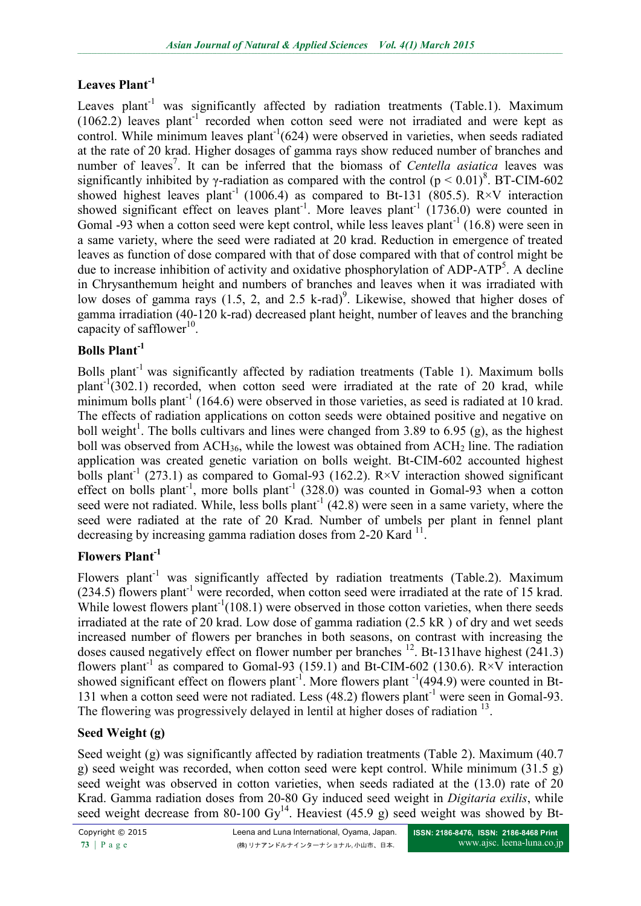### Leaves Plant$^{-1}$

Leaves plant$^{-1}$ was significantly affected by radiation treatments (Table.1). Maximum (1062.2) leaves plant$^{-1}$ recorded when cotton seed were not irradiated and were kept as control. While minimum leaves plant$^{-1}$(624) were observed in varieties, when seeds radiated at the rate of 20 krad. Higher dosages of gamma rays show reduced number of branches and number of leaves[7]. It can be inferred that the biomass of *Centella asiatica* leaves was significantly inhibited by γ-radiation as compared with the control ($p < 0.01$)[8]. BT-CIM-602 showed highest leaves plant$^{-1}$ (1006.4) as compared to Bt-131 (805.5). R×V interaction showed significant effect on leaves plant$^{-1}$. More leaves plant$^{-1}$ (1736.0) were counted in Gomal -93 when a cotton seed were kept control, while less leaves plant$^{-1}$ (16.8) were seen in a same variety, where the seed were radiated at 20 krad. Reduction in emergence of treated leaves as function of dose compared with that of dose compared with that of control might be due to increase inhibition of activity and oxidative phosphorylation of ADP-ATP[5]. A decline in Chrysanthemum height and numbers of branches and leaves when it was irradiated with low doses of gamma rays (1.5, 2, and 2.5 k-rad)[9]. Likewise, showed that higher doses of gamma irradiation (40-120 k-rad) decreased plant height, number of leaves and the branching capacity of safflower[10].

### Bolls Plant$^{-1}$

Bolls plant$^{-1}$ was significantly affected by radiation treatments (Table 1). Maximum bolls plant$^{-1}$(302.1) recorded, when cotton seed were irradiated at the rate of 20 krad, while minimum bolls plant$^{-1}$ (164.6) were observed in those varieties, as seed is radiated at 10 krad. The effects of radiation applications on cotton seeds were obtained positive and negative on boll weight[1]. The bolls cultivars and lines were changed from 3.89 to 6.95 (g), as the highest boll was observed from $ACH_{36}$, while the lowest was obtained from $ACH_2$ line. The radiation application was created genetic variation on bolls weight. Bt-CIM-602 accounted highest bolls plant$^{-1}$ (273.1) as compared to Gomal-93 (162.2). R×V interaction showed significant effect on bolls plant$^{-1}$, more bolls plant$^{-1}$ (328.0) was counted in Gomal-93 when a cotton seed were not radiated. While, less bolls plant$^{-1}$ (42.8) were seen in a same variety, where the seed were radiated at the rate of 20 Krad. Number of umbels per plant in fennel plant decreasing by increasing gamma radiation doses from 2-20 Kard[11].

### Flowers Plant$^{-1}$

Flowers plant$^{-1}$ was significantly affected by radiation treatments (Table.2). Maximum (234.5) flowers plant$^{-1}$ were recorded, when cotton seed were irradiated at the rate of 15 krad. While lowest flowers plant$^{-1}$(108.1) were observed in those cotton varieties, when there seeds irradiated at the rate of 20 krad. Low dose of gamma radiation (2.5 kR ) of dry and wet seeds increased number of flowers per branches in both seasons, on contrast with increasing the doses caused negatively effect on flower number per branches[12]. Bt-131have highest (241.3) flowers plant$^{-1}$ as compared to Gomal-93 (159.1) and Bt-CIM-602 (130.6). R×V interaction showed significant effect on flowers plant$^{-1}$. More flowers plant $^{-1}$(494.9) were counted in Bt-131 when a cotton seed were not radiated. Less (48.2) flowers plant$^{-1}$ were seen in Gomal-93. The flowering was progressively delayed in lentil at higher doses of radiation[13].

### Seed Weight (g)

Seed weight (g) was significantly affected by radiation treatments (Table 2). Maximum (40.7 g) seed weight was recorded, when cotton seed were kept control. While minimum (31.5 g) seed weight was observed in cotton varieties, when seeds radiated at the (13.0) rate of 20 Krad. Gamma radiation doses from 20-80 Gy induced seed weight in *Digitaria exilis*, while seed weight decrease from 80-100 Gy[14]. Heaviest (45.9 g) seed weight was showed by Bt-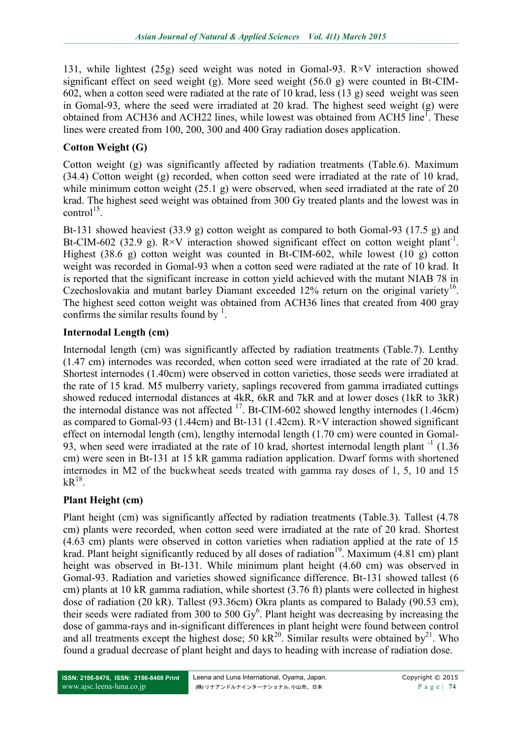131, while lightest (25g) seed weight was noted in Gomal-93. R×V interaction showed significant effect on seed weight (g). More seed weight (56.0 g) were counted in Bt-CIM-602, when a cotton seed were radiated at the rate of 10 krad, less (13 g) seed weight was seen in Gomal-93, where the seed were irradiated at 20 krad. The highest seed weight (g) were obtained from ACH36 and ACH22 lines, while lowest was obtained from ACH5 line[1]. These lines were created from 100, 200, 300 and 400 Gray radiation doses application.

## Cotton Weight (G)

Cotton weight (g) was significantly affected by radiation treatments (Table.6). Maximum (34.4) Cotton weight (g) recorded, when cotton seed were irradiated at the rate of 10 krad, while minimum cotton weight (25.1 g) were observed, when seed irradiated at the rate of 20 krad. The highest seed weight was obtained from 300 Gy treated plants and the lowest was in control[15].

Bt-131 showed heaviest (33.9 g) cotton weight as compared to both Gomal-93 (17.5 g) and Bt-CIM-602 (32.9 g). R×V interaction showed significant effect on cotton weight plant$^{-1}$. Highest (38.6 g) cotton weight was counted in Bt-CIM-602, while lowest (10 g) cotton weight was recorded in Gomal-93 when a cotton seed were radiated at the rate of 10 krad. It is reported that the significant increase in cotton yield achieved with the mutant NIAB 78 in Czechoslovakia and mutant barley Diamant exceeded 12% return on the original variety[16]. The highest seed cotton weight was obtained from ACH36 lines that created from 400 gray confirms the similar results found by [1].

## Internodal Length (cm)

Internodal length (cm) was significantly affected by radiation treatments (Table.7). Lenthy (1.47 cm) internodes was recorded, when cotton seed were irradiated at the rate of 20 krad. Shortest internodes (1.40cm) were observed in cotton varieties, those seeds were irradiated at the rate of 15 krad. M5 mulberry variety, saplings recovered from gamma irradiated cuttings showed reduced internodal distances at 4kR, 6kR and 7kR and at lower doses (1kR to 3kR) the internodal distance was not affected [17]. Bt-CIM-602 showed lengthy internodes (1.46cm) as compared to Gomal-93 (1.44cm) and Bt-131 (1.42cm). R×V interaction showed significant effect on internodal length (cm), lengthy internodal length (1.70 cm) were counted in Gomal-93, when seed were irradiated at the rate of 10 krad, shortest internodal length plant $^{-1}$ (1.36 cm) were seen in Bt-131 at 15 kR gamma radiation application. Dwarf forms with shortened internodes in M2 of the buckwheat seeds treated with gamma ray doses of 1, 5, 10 and 15 kR[18].

## Plant Height (cm)

Plant height (cm) was significantly affected by radiation treatments (Table.3). Tallest (4.78 cm) plants were recorded, when cotton seed were irradiated at the rate of 20 krad. Shortest (4.63 cm) plants were observed in cotton varieties when radiation applied at the rate of 15 krad. Plant height significantly reduced by all doses of radiation[19]. Maximum (4.81 cm) plant height was observed in Bt-131. While minimum plant height (4.60 cm) was observed in Gomal-93. Radiation and varieties showed significance difference. Bt-131 showed tallest (6 cm) plants at 10 kR gamma radiation, while shortest (3.76 ft) plants were collected in highest dose of radiation (20 kR). Tallest (93.36cm) Okra plants as compared to Balady (90.53 cm), their seeds were radiated from 300 to 500 Gy[6]. Plant height was decreasing by increasing the dose of gamma-rays and in-significant differences in plant height were found between control and all treatments except the highest dose; 50 kR[20]. Similar results were obtained by[21]. Who found a gradual decrease of plant height and days to heading with increase of radiation dose.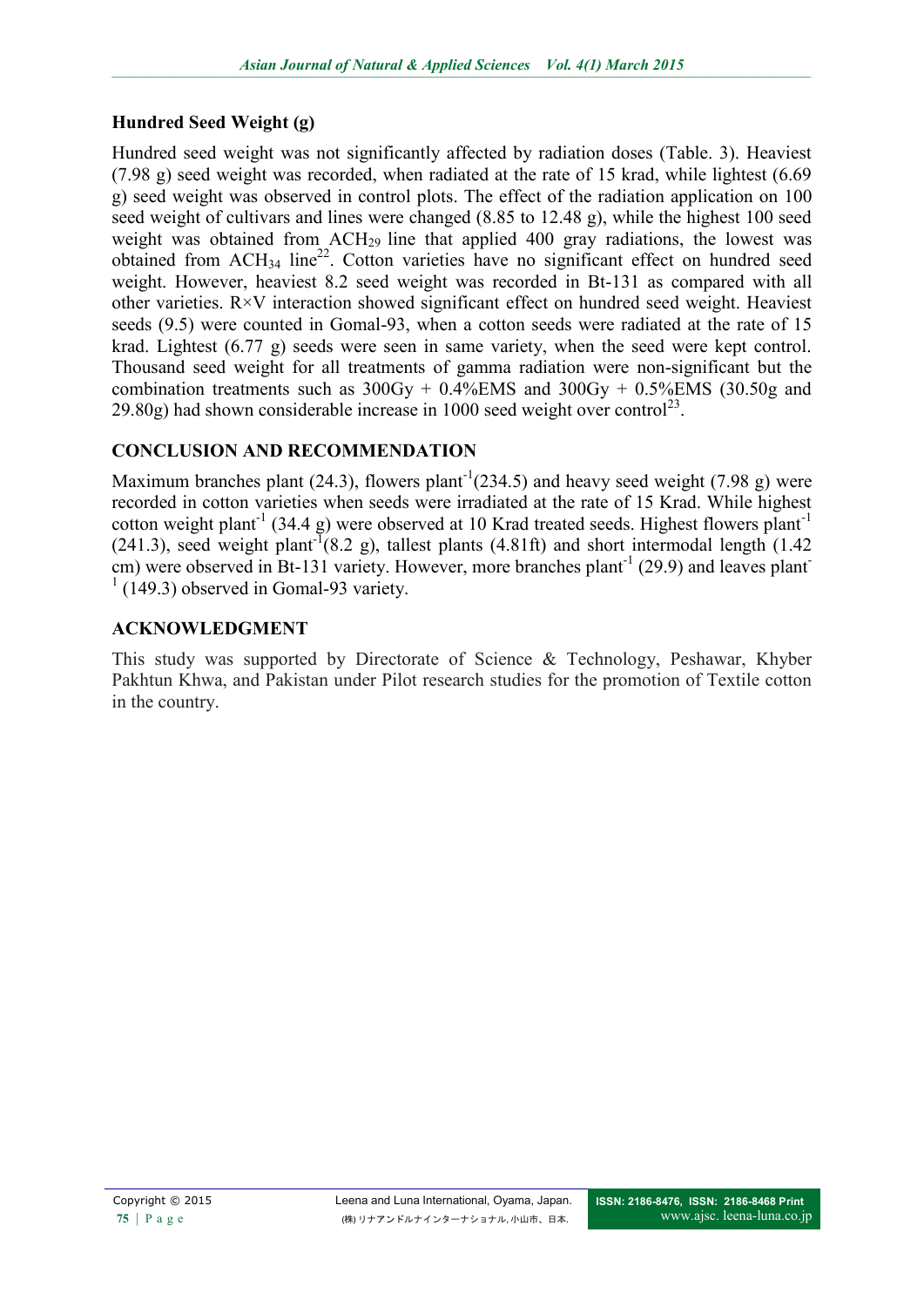### Hundred Seed Weight (g)

Hundred seed weight was not significantly affected by radiation doses (Table. 3). Heaviest (7.98 g) seed weight was recorded, when radiated at the rate of 15 krad, while lightest (6.69 g) seed weight was observed in control plots. The effect of the radiation application on 100 seed weight of cultivars and lines were changed (8.85 to 12.48 g), while the highest 100 seed weight was obtained from $ACH_{29}$ line that applied 400 gray radiations, the lowest was obtained from $ACH_{34}$ line[22]. Cotton varieties have no significant effect on hundred seed weight. However, heaviest 8.2 seed weight was recorded in Bt-131 as compared with all other varieties. R×V interaction showed significant effect on hundred seed weight. Heaviest seeds (9.5) were counted in Gomal-93, when a cotton seeds were radiated at the rate of 15 krad. Lightest (6.77 g) seeds were seen in same variety, when the seed were kept control. Thousand seed weight for all treatments of gamma radiation were non-significant but the combination treatments such as 300Gy + 0.4%EMS and 300Gy + 0.5%EMS (30.50g and 29.80g) had shown considerable increase in 1000 seed weight over control[23].

## CONCLUSION AND RECOMMENDATION

Maximum branches plant (24.3), flowers plant$^{-1}$(234.5) and heavy seed weight (7.98 g) were recorded in cotton varieties when seeds were irradiated at the rate of 15 Krad. While highest cotton weight plant$^{-1}$ (34.4 g) were observed at 10 Krad treated seeds. Highest flowers plant$^{-1}$ (241.3), seed weight plant$^{-1}$(8.2 g), tallest plants (4.81ft) and short intermodal length (1.42 cm) were observed in Bt-131 variety. However, more branches plant$^{-1}$ (29.9) and leaves plant$^{-1}$ (149.3) observed in Gomal-93 variety.

## ACKNOWLEDGMENT

This study was supported by Directorate of Science & Technology, Peshawar, Khyber Pakhtun Khwa, and Pakistan under Pilot research studies for the promotion of Textile cotton in the country.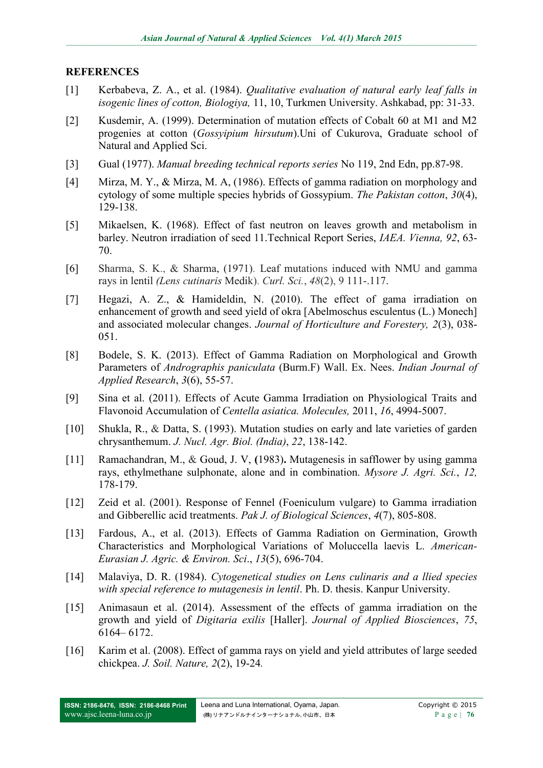## REFERENCES

[1] Kerbabeva, Z. A., et al. (1984). *Qualitative evaluation of natural early leaf falls in isogenic lines of cotton, Biologiya,* 11, 10, Turkmen University. Ashkabad, pp: 31-33.

[2] Kusdemir, A. (1999). Determination of mutation effects of Cobalt 60 at M1 and M2 progenies at cotton (*Gossyipium hirsutum*).Uni of Cukurova, Graduate school of Natural and Applied Sci.

[3] Gual (1977). *Manual breeding technical reports series* No 119, 2nd Edn, pp.87-98.

[4] Mirza, M. Y., & Mirza, M. A, (1986). Effects of gamma radiation on morphology and cytology of some multiple species hybrids of Gossypium. *The Pakistan cotton*, *30*(4), 129-138.

[5] Mikaelsen, K. (1968). Effect of fast neutron on leaves growth and metabolism in barley. Neutron irradiation of seed 11.Technical Report Series, *IAEA. Vienna, 92*, 63-70.

[6] Sharma, S. K., & Sharma, (1971). Leaf mutations induced with NMU and gamma rays in lentil *(Lens cutinaris* Medik). *Curl. Sci.*, *48*(2), 9 111-.117.

[7] Hegazi, A. Z., & Hamideldin, N. (2010). The effect of gama irradiation on enhancement of growth and seed yield of okra [Abelmoschus esculentus (L.) Monech] and associated molecular changes. *Journal of Horticulture and Forestery, 2*(3), 038-051.

[8] Bodele, S. K. (2013). Effect of Gamma Radiation on Morphological and Growth Parameters of *Andrographis paniculata* (Burm.F) Wall. Ex. Nees. *Indian Journal of Applied Research*, *3*(6), 55-57.

[9] Sina et al. (2011). Effects of Acute Gamma Irradiation on Physiological Traits and Flavonoid Accumulation of *Centella asiatica. Molecules,* 2011, *16*, 4994-5007.

[10] Shukla, R., & Datta, S. (1993). Mutation studies on early and late varieties of garden chrysanthemum. *J. Nucl. Agr. Biol. (India)*, *22*, 138-142.

[11] Ramachandran, M., & Goud, J. V, **(**1983)**.** Mutagenesis in safflower by using gamma rays, ethylmethane sulphonate, alone and in combination. *Mysore J. Agri. Sci.*, *12,* 178-179.

[12] Zeid et al. (2001). Response of Fennel (Foeniculum vulgare) to Gamma irradiation and Gibberellic acid treatments. *Pak J. of Biological Sciences*, *4*(7), 805-808.

[13] Fardous, A., et al. (2013). Effects of Gamma Radiation on Germination, Growth Characteristics and Morphological Variations of Moluccella laevis L. *American-Eurasian J. Agric. & Environ. Sci*., *13*(5), 696-704.

[14] Malaviya, D. R. (1984). *Cytogenetical studies on Lens culinaris and a llied species with special reference to mutagenesis in lentil*. Ph. D. thesis. Kanpur University.

[15] Animasaun et al. (2014). Assessment of the effects of gamma irradiation on the growth and yield of *Digitaria exilis* [Haller]. *Journal of Applied Biosciences*, *75*, 6164– 6172.

[16] Karim et al. (2008). Effect of gamma rays on yield and yield attributes of large seeded chickpea. *J. Soil. Nature, 2*(2), 19-24*.*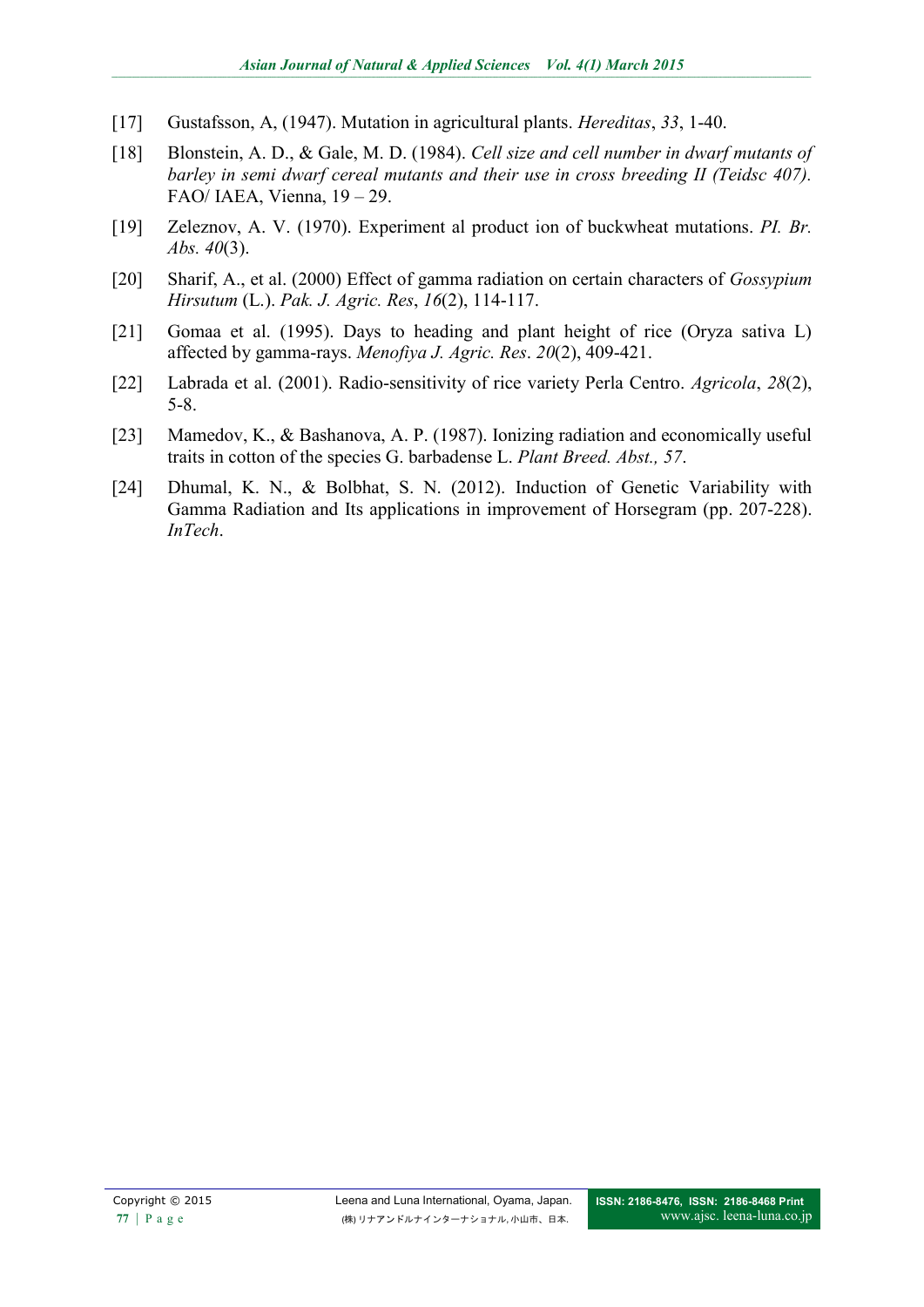[17] Gustafsson, A, (1947). Mutation in agricultural plants. *Hereditas*, *33*, 1-40.

[18] Blonstein, A. D., & Gale, M. D. (1984). *Cell size and cell number in dwarf mutants of barley in semi dwarf cereal mutants and their use in cross breeding II (Teidsc 407).* FAO/ IAEA, Vienna, 19 – 29.

[19] Zeleznov, A. V. (1970). Experiment al product ion of buckwheat mutations. *PI. Br. Abs. 40*(3).

[20] Sharif, A., et al. (2000) Effect of gamma radiation on certain characters of *Gossypium Hirsutum* (L.). *Pak. J. Agric. Res*, *16*(2), 114-117.

[21] Gomaa et al. (1995). Days to heading and plant height of rice (Oryza sativa L) affected by gamma-rays. *Menofiya J. Agric. Res*. *20*(2), 409-421.

[22] Labrada et al. (2001). Radio-sensitivity of rice variety Perla Centro. *Agricola*, *28*(2), 5-8.

[23] Mamedov, K., & Bashanova, A. P. (1987). Ionizing radiation and economically useful traits in cotton of the species G. barbadense L. *Plant Breed. Abst., 57*.

[24] Dhumal, K. N., & Bolbhat, S. N. (2012). Induction of Genetic Variability with Gamma Radiation and Its applications in improvement of Horsegram (pp. 207-228). *InTech*.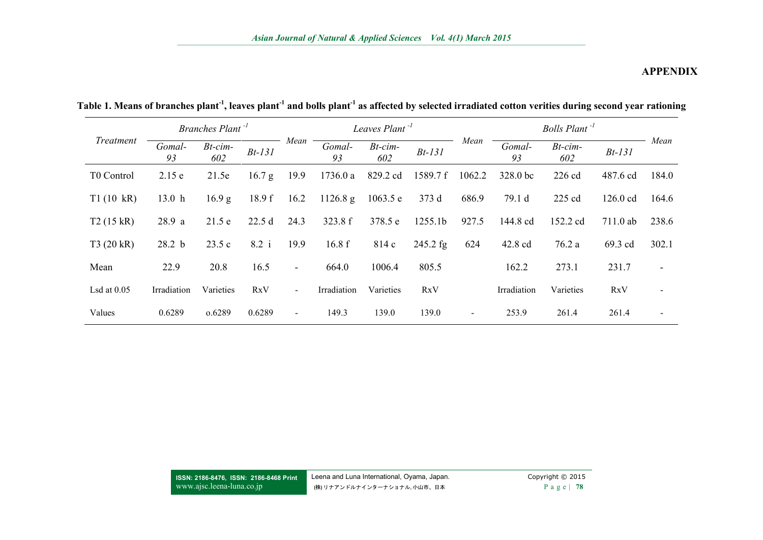## APPENDIX

**Table 1. Means of branches plant$^{-1}$, leaves plant$^{-1}$ and bolls plant$^{-1}$ as affected by selected irradiated cotton verities during second year rationing**

| *Treatment* | *Branches Plant$^{-1}$* | | | *Mean* | *Leaves Plant$^{-1}$* | | | *Mean* | *Bolls Plant$^{-1}$* | | | *Mean* |
|---|---|---|---|---|---|---|---|---|---|---|---|---|
| | *Gomal-93* | *Bt-cim-602* | *Bt-131* | | *Gomal-93* | *Bt-cim-602* | *Bt-131* | | *Gomal-93* | *Bt-cim-602* | *Bt-131* | |
| T0 Control | 2.15 e | 21.5e | 16.7 g | 19.9 | 1736.0 a | 829.2 cd | 1589.7 f | 1062.2 | 328.0 bc | 226 cd | 487.6 cd | 184.0 |
| T1 (10 kR) | 13.0 h | 16.9 g | 18.9 f | 16.2 | 1126.8 g | 1063.5 e | 373 d | 686.9 | 79.1 d | 225 cd | 126.0 cd | 164.6 |
| T2 (15 kR) | 28.9 a | 21.5 e | 22.5 d | 24.3 | 323.8 f | 378.5 e | 1255.1b | 927.5 | 144.8 cd | 152.2 cd | 711.0 ab | 238.6 |
| T3 (20 kR) | 28.2 b | 23.5 c | 8.2 i | 19.9 | 16.8 f | 814 c | 245.2 fg | 624 | 42.8 cd | 76.2 a | 69.3 cd | 302.1 |
| Mean | 22.9 | 20.8 | 16.5 | - | 664.0 | 1006.4 | 805.5 | | 162.2 | 273.1 | 231.7 | - |
| Lsd at 0.05 | Irradiation | Varieties | RxV | - | Irradiation | Varieties | RxV | | Irradiation | Varieties | RxV | - |
| Values | 0.6289 | o.6289 | 0.6289 | - | 149.3 | 139.0 | 139.0 | - | 253.9 | 261.4 | 261.4 | - |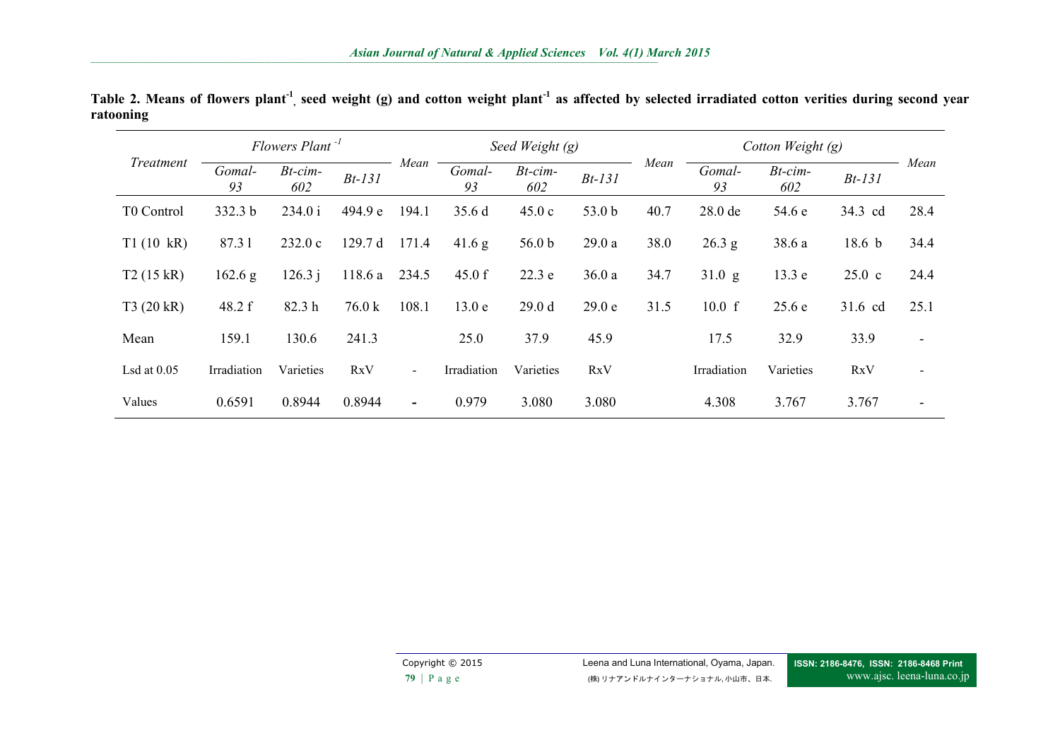**Table 2. Means of flowers plant$^{-1}$, seed weight (g) and cotton weight plant$^{-1}$ as affected by selected irradiated cotton verities during second year ratooning**

| *Treatment* | *Flowers Plant $^{-1}$* | | | *Mean* | *Seed Weight (g)* | | | *Mean* | *Cotton Weight (g)* | | | *Mean* |
|---|---|---|---|---|---|---|---|---|---|---|---|---|
| | *Gomal-93* | *Bt-cim-602* | *Bt-131* | | *Gomal-93* | *Bt-cim-602* | *Bt-131* | | *Gomal-93* | *Bt-cim-602* | *Bt-131* | |
| T0 Control | 332.3 b | 234.0 i | 494.9 e | 194.1 | 35.6 d | 45.0 c | 53.0 b | 40.7 | 28.0 de | 54.6 e | 34.3 cd | 28.4 |
| T1 (10 kR) | 87.3 l | 232.0 c | 129.7 d | 171.4 | 41.6 g | 56.0 b | 29.0 a | 38.0 | 26.3 g | 38.6 a | 18.6 b | 34.4 |
| T2 (15 kR) | 162.6 g | 126.3 j | 118.6 a | 234.5 | 45.0 f | 22.3 e | 36.0 a | 34.7 | 31.0 g | 13.3 e | 25.0 c | 24.4 |
| T3 (20 kR) | 48.2 f | 82.3 h | 76.0 k | 108.1 | 13.0 e | 29.0 d | 29.0 e | 31.5 | 10.0 f | 25.6 e | 31.6 cd | 25.1 |
| Mean | 159.1 | 130.6 | 241.3 | | 25.0 | 37.9 | 45.9 | | 17.5 | 32.9 | 33.9 | - |
| Lsd at 0.05 | Irradiation | Varieties | RxV | - | Irradiation | Varieties | RxV | | Irradiation | Varieties | RxV | - |
| Values | 0.6591 | 0.8944 | 0.8944 | - | 0.979 | 3.080 | 3.080 | | 4.308 | 3.767 | 3.767 | - |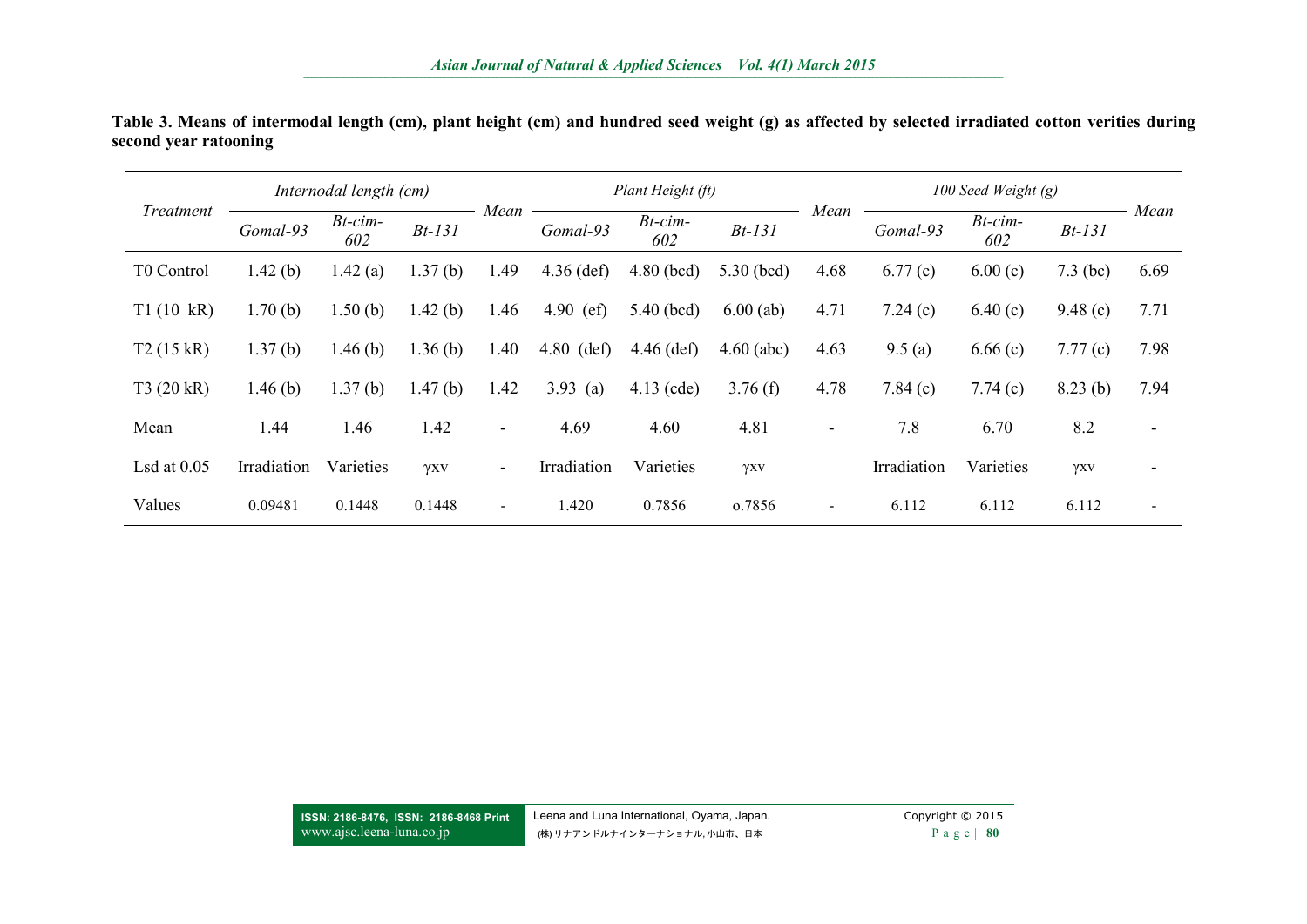**Table 3. Means of intermodal length (cm), plant height (cm) and hundred seed weight (g) as affected by selected irradiated cotton verities during second year ratooning**

| *Treatment* | *Internodal length (cm)* | | | *Mean* | *Plant Height (ft)* | | | *Mean* | *100 Seed Weight (g)* | | | *Mean* |
|---|---|---|---|---|---|---|---|---|---|---|---|---|
| | *Gomal-93* | *Bt-cim-602* | *Bt-131* | | *Gomal-93* | *Bt-cim-602* | *Bt-131* | | *Gomal-93* | *Bt-cim-602* | *Bt-131* | |
| T0 Control | 1.42 (b) | 1.42 (a) | 1.37 (b) | 1.49 | 4.36 (def) | 4.80 (bcd) | 5.30 (bcd) | 4.68 | 6.77 (c) | 6.00 (c) | 7.3 (bc) | 6.69 |
| T1 (10 kR) | 1.70 (b) | 1.50 (b) | 1.42 (b) | 1.46 | 4.90 (ef) | 5.40 (bcd) | 6.00 (ab) | 4.71 | 7.24 (c) | 6.40 (c) | 9.48 (c) | 7.71 |
| T2 (15 kR) | 1.37 (b) | 1.46 (b) | 1.36 (b) | 1.40 | 4.80 (def) | 4.46 (def) | 4.60 (abc) | 4.63 | 9.5 (a) | 6.66 (c) | 7.77 (c) | 7.98 |
| T3 (20 kR) | 1.46 (b) | 1.37 (b) | 1.47 (b) | 1.42 | 3.93 (a) | 4.13 (cde) | 3.76 (f) | 4.78 | 7.84 (c) | 7.74 (c) | 8.23 (b) | 7.94 |
| Mean | 1.44 | 1.46 | 1.42 | - | 4.69 | 4.60 | 4.81 | - | 7.8 | 6.70 | 8.2 | - |
| Lsd at 0.05 | Irradiation | Varieties | γxv | - | Irradiation | Varieties | γxv | | Irradiation | Varieties | γxv | - |
| Values | 0.09481 | 0.1448 | 0.1448 | - | 1.420 | 0.7856 | o.7856 | - | 6.112 | 6.112 | 6.112 | - |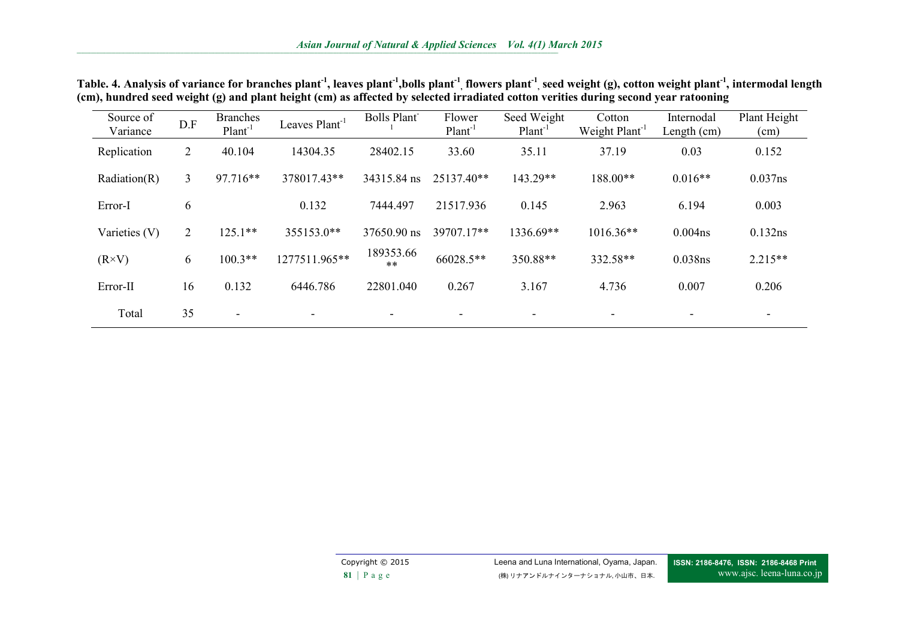**Table. 4. Analysis of variance for branches plant$^{-1}$, leaves plant$^{-1}$,bolls plant$^{-1}$, flowers plant$^{-1}$, seed weight (g), cotton weight plant$^{-1}$, intermodal length (cm), hundred seed weight (g) and plant height (cm) as affected by selected irradiated cotton verities during second year ratooning**

| Source of Variance | D.F | Branches Plant$^{-1}$ | Leaves Plant$^{-1}$ | Bolls Plant$^{-1}$ | Flower Plant$^{-1}$ | Seed Weight Plant$^{-1}$ | Cotton Weight Plant$^{-1}$ | Internodal Length (cm) | Plant Height (cm) |
|---|---|---|---|---|---|---|---|---|---|
| Replication | 2 | 40.104 | 14304.35 | 28402.15 | 33.60 | 35.11 | 37.19 | 0.03 | 0.152 |
| Radiation(R) | 3 | 97.716** | 378017.43** | 34315.84 ns | 25137.40** | 143.29** | 188.00** | 0.016** | 0.037ns |
| Error-I | 6 | | 0.132 | 7444.497 | 21517.936 | 0.145 | 2.963 | 6.194 | 0.003 |
| Varieties (V) | 2 | 125.1** | 355153.0** | 37650.90 ns | 39707.17** | 1336.69** | 1016.36** | 0.004ns | 0.132ns |
| (R×V) | 6 | 100.3** | 1277511.965** | 189353.66 ** | 66028.5** | 350.88** | 332.58** | 0.038ns | 2.215** |
| Error-II | 16 | 0.132 | 6446.786 | 22801.040 | 0.267 | 3.167 | 4.736 | 0.007 | 0.206 |
| Total | 35 | - | - | - | - | - | - | - | - |